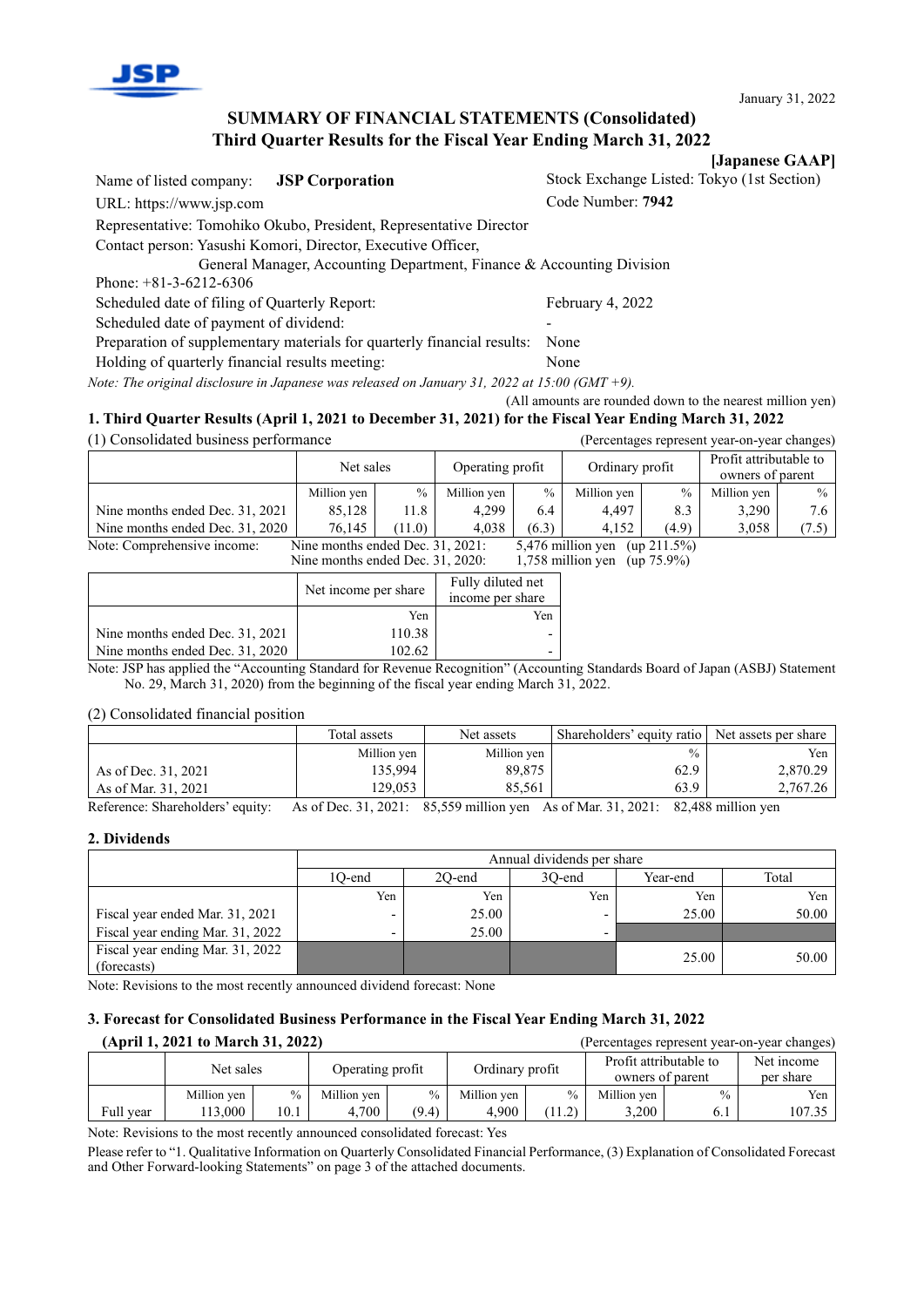January 31, 2022

# SUMMARY OF FINANCIAL STATEMENTS (Consolidated)
# Third Quarter Results for the Fiscal Year Ending March 31, 2022

**[Japanese GAAP]**

Name of listed company: **JSP Corporation**
Stock Exchange Listed: Tokyo (1st Section)
URL: https://www.jsp.com
Code Number: **7942**
Representative: Tomohiko Okubo, President, Representative Director
Contact person: Yasushi Komori, Director, Executive Officer,
General Manager, Accounting Department, Finance & Accounting Division
Phone: +81-3-6212-6306
Scheduled date of filing of Quarterly Report: February 4, 2022
Scheduled date of payment of dividend: -
Preparation of supplementary materials for quarterly financial results: None
Holding of quarterly financial results meeting: None

*Note: The original disclosure in Japanese was released on January 31, 2022 at 15:00 (GMT +9).*

(All amounts are rounded down to the nearest million yen)

## 1. Third Quarter Results (April 1, 2021 to December 31, 2021) for the Fiscal Year Ending March 31, 2022

(1) Consolidated business performance (Percentages represent year-on-year changes)

| | Net sales | | Operating profit | | Ordinary profit | | Profit attributable to owners of parent | |
|---|---|---|---|---|---|---|---|---|
| | Million yen | % | Million yen | % | Million yen | % | Million yen | % |
| Nine months ended Dec. 31, 2021 | 85,128 | 11.8 | 4,299 | 6.4 | 4,497 | 8.3 | 3,290 | 7.6 |
| Nine months ended Dec. 31, 2020 | 76,145 | (11.0) | 4,038 | (6.3) | 4,152 | (4.9) | 3,058 | (7.5) |

Note: Comprehensive income: Nine months ended Dec. 31, 2021: 5,476 million yen (up 211.5%)
Nine months ended Dec. 31, 2020: 1,758 million yen (up 75.9%)

| | Net income per share | Fully diluted net income per share |
|---|---|---|
| | Yen | Yen |
| Nine months ended Dec. 31, 2021 | 110.38 | - |
| Nine months ended Dec. 31, 2020 | 102.62 | - |

Note: JSP has applied the "Accounting Standard for Revenue Recognition" (Accounting Standards Board of Japan (ASBJ) Statement No. 29, March 31, 2020) from the beginning of the fiscal year ending March 31, 2022.

(2) Consolidated financial position

| | Total assets | Net assets | Shareholders' equity ratio | Net assets per share |
|---|---|---|---|---|
| | Million yen | Million yen | % | Yen |
| As of Dec. 31, 2021 | 135,994 | 89,875 | 62.9 | 2,870.29 |
| As of Mar. 31, 2021 | 129,053 | 85,561 | 63.9 | 2,767.26 |

Reference: Shareholders' equity: As of Dec. 31, 2021: 85,559 million yen As of Mar. 31, 2021: 82,488 million yen

## 2. Dividends

| | Annual dividends per share | | | | |
|---|---|---|---|---|---|
| | 1Q-end | 2Q-end | 3Q-end | Year-end | Total |
| | Yen | Yen | Yen | Yen | Yen |
| Fiscal year ended Mar. 31, 2021 | - | 25.00 | - | 25.00 | 50.00 |
| Fiscal year ending Mar. 31, 2022 | - | 25.00 | - | | |
| Fiscal year ending Mar. 31, 2022 (forecasts) | | | | 25.00 | 50.00 |

Note: Revisions to the most recently announced dividend forecast: None

## 3. Forecast for Consolidated Business Performance in the Fiscal Year Ending March 31, 2022 (April 1, 2021 to March 31, 2022)

(Percentages represent year-on-year changes)

| | Net sales | | Operating profit | | Ordinary profit | | Profit attributable to owners of parent | | Net income per share |
|---|---|---|---|---|---|---|---|---|---|
| | Million yen | % | Million yen | % | Million yen | % | Million yen | % | Yen |
| Full year | 113,000 | 10.1 | 4,700 | (9.4) | 4,900 | (11.2) | 3,200 | 6.1 | 107.35 |

Note: Revisions to the most recently announced consolidated forecast: Yes

Please refer to "1. Qualitative Information on Quarterly Consolidated Financial Performance, (3) Explanation of Consolidated Forecast and Other Forward-looking Statements" on page 3 of the attached documents.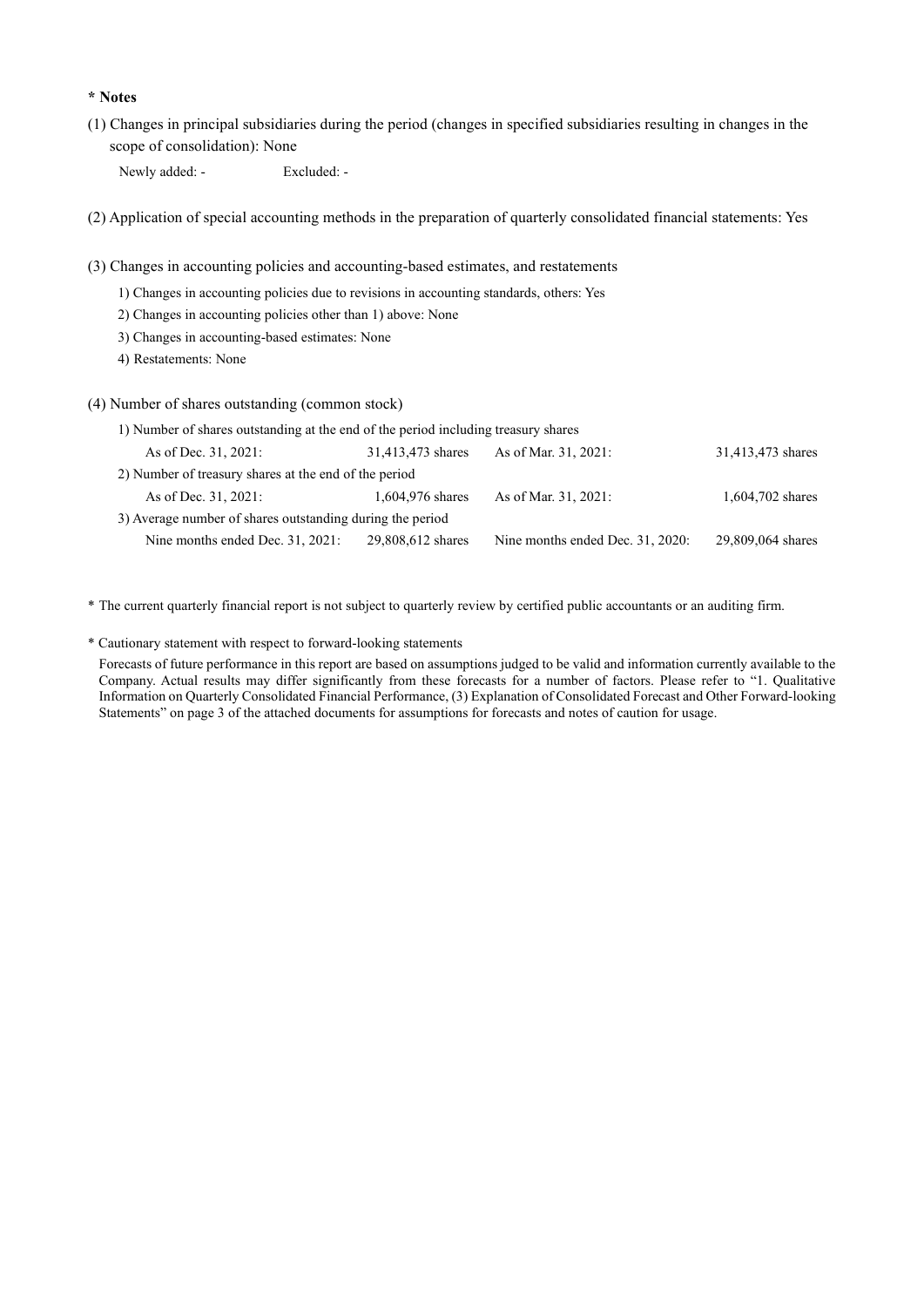**\* Notes**

(1) Changes in principal subsidiaries during the period (changes in specified subsidiaries resulting in changes in the scope of consolidation): None

Newly added: - Excluded: -

(2) Application of special accounting methods in the preparation of quarterly consolidated financial statements: Yes

(3) Changes in accounting policies and accounting-based estimates, and restatements

1) Changes in accounting policies due to revisions in accounting standards, others: Yes

2) Changes in accounting policies other than 1) above: None

3) Changes in accounting-based estimates: None

4) Restatements: None

(4) Number of shares outstanding (common stock)

1) Number of shares outstanding at the end of the period including treasury shares

| | | | |
|---|---|---|---|
| As of Dec. 31, 2021: | 31,413,473 shares | As of Mar. 31, 2021: | 31,413,473 shares |

2) Number of treasury shares at the end of the period

| | | | |
|---|---|---|---|
| As of Dec. 31, 2021: | 1,604,976 shares | As of Mar. 31, 2021: | 1,604,702 shares |

3) Average number of shares outstanding during the period

| | | | |
|---|---|---|---|
| Nine months ended Dec. 31, 2021: | 29,808,612 shares | Nine months ended Dec. 31, 2020: | 29,809,064 shares |

\* The current quarterly financial report is not subject to quarterly review by certified public accountants or an auditing firm.

\* Cautionary statement with respect to forward-looking statements

Forecasts of future performance in this report are based on assumptions judged to be valid and information currently available to the Company. Actual results may differ significantly from these forecasts for a number of factors. Please refer to "1. Qualitative Information on Quarterly Consolidated Financial Performance, (3) Explanation of Consolidated Forecast and Other Forward-looking Statements" on page 3 of the attached documents for assumptions for forecasts and notes of caution for usage.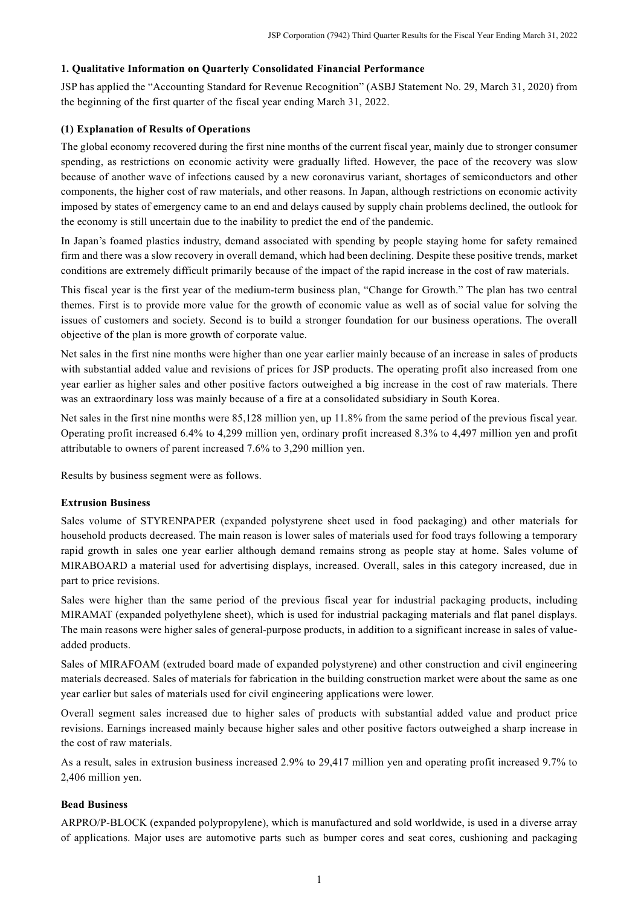## 1. Qualitative Information on Quarterly Consolidated Financial Performance

JSP has applied the "Accounting Standard for Revenue Recognition" (ASBJ Statement No. 29, March 31, 2020) from the beginning of the first quarter of the fiscal year ending March 31, 2022.

### (1) Explanation of Results of Operations

The global economy recovered during the first nine months of the current fiscal year, mainly due to stronger consumer spending, as restrictions on economic activity were gradually lifted. However, the pace of the recovery was slow because of another wave of infections caused by a new coronavirus variant, shortages of semiconductors and other components, the higher cost of raw materials, and other reasons. In Japan, although restrictions on economic activity imposed by states of emergency came to an end and delays caused by supply chain problems declined, the outlook for the economy is still uncertain due to the inability to predict the end of the pandemic.

In Japan's foamed plastics industry, demand associated with spending by people staying home for safety remained firm and there was a slow recovery in overall demand, which had been declining. Despite these positive trends, market conditions are extremely difficult primarily because of the impact of the rapid increase in the cost of raw materials.

This fiscal year is the first year of the medium-term business plan, "Change for Growth." The plan has two central themes. First is to provide more value for the growth of economic value as well as of social value for solving the issues of customers and society. Second is to build a stronger foundation for our business operations. The overall objective of the plan is more growth of corporate value.

Net sales in the first nine months were higher than one year earlier mainly because of an increase in sales of products with substantial added value and revisions of prices for JSP products. The operating profit also increased from one year earlier as higher sales and other positive factors outweighed a big increase in the cost of raw materials. There was an extraordinary loss was mainly because of a fire at a consolidated subsidiary in South Korea.

Net sales in the first nine months were 85,128 million yen, up 11.8% from the same period of the previous fiscal year. Operating profit increased 6.4% to 4,299 million yen, ordinary profit increased 8.3% to 4,497 million yen and profit attributable to owners of parent increased 7.6% to 3,290 million yen.

Results by business segment were as follows.

**Extrusion Business**

Sales volume of STYRENPAPER (expanded polystyrene sheet used in food packaging) and other materials for household products decreased. The main reason is lower sales of materials used for food trays following a temporary rapid growth in sales one year earlier although demand remains strong as people stay at home. Sales volume of MIRABOARD a material used for advertising displays, increased. Overall, sales in this category increased, due in part to price revisions.

Sales were higher than the same period of the previous fiscal year for industrial packaging products, including MIRAMAT (expanded polyethylene sheet), which is used for industrial packaging materials and flat panel displays. The main reasons were higher sales of general-purpose products, in addition to a significant increase in sales of value-added products.

Sales of MIRAFOAM (extruded board made of expanded polystyrene) and other construction and civil engineering materials decreased. Sales of materials for fabrication in the building construction market were about the same as one year earlier but sales of materials used for civil engineering applications were lower.

Overall segment sales increased due to higher sales of products with substantial added value and product price revisions. Earnings increased mainly because higher sales and other positive factors outweighed a sharp increase in the cost of raw materials.

As a result, sales in extrusion business increased 2.9% to 29,417 million yen and operating profit increased 9.7% to 2,406 million yen.

**Bead Business**

ARPRO/P-BLOCK (expanded polypropylene), which is manufactured and sold worldwide, is used in a diverse array of applications. Major uses are automotive parts such as bumper cores and seat cores, cushioning and packaging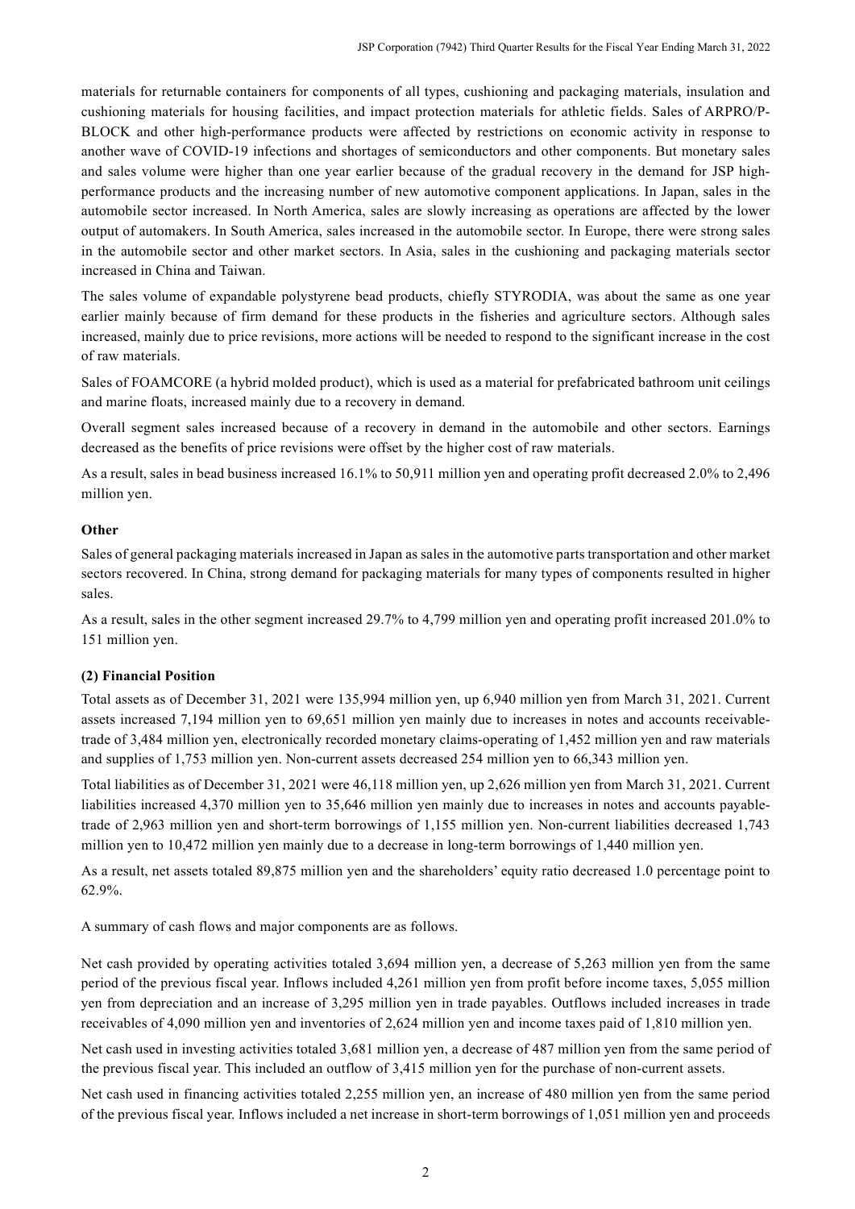materials for returnable containers for components of all types, cushioning and packaging materials, insulation and cushioning materials for housing facilities, and impact protection materials for athletic fields. Sales of ARPRO/P-BLOCK and other high-performance products were affected by restrictions on economic activity in response to another wave of COVID-19 infections and shortages of semiconductors and other components. But monetary sales and sales volume were higher than one year earlier because of the gradual recovery in the demand for JSP high-performance products and the increasing number of new automotive component applications. In Japan, sales in the automobile sector increased. In North America, sales are slowly increasing as operations are affected by the lower output of automakers. In South America, sales increased in the automobile sector. In Europe, there were strong sales in the automobile sector and other market sectors. In Asia, sales in the cushioning and packaging materials sector increased in China and Taiwan.

The sales volume of expandable polystyrene bead products, chiefly STYRODIA, was about the same as one year earlier mainly because of firm demand for these products in the fisheries and agriculture sectors. Although sales increased, mainly due to price revisions, more actions will be needed to respond to the significant increase in the cost of raw materials.

Sales of FOAMCORE (a hybrid molded product), which is used as a material for prefabricated bathroom unit ceilings and marine floats, increased mainly due to a recovery in demand.

Overall segment sales increased because of a recovery in demand in the automobile and other sectors. Earnings decreased as the benefits of price revisions were offset by the higher cost of raw materials.

As a result, sales in bead business increased 16.1% to 50,911 million yen and operating profit decreased 2.0% to 2,496 million yen.

**Other**

Sales of general packaging materials increased in Japan as sales in the automotive parts transportation and other market sectors recovered. In China, strong demand for packaging materials for many types of components resulted in higher sales.

As a result, sales in the other segment increased 29.7% to 4,799 million yen and operating profit increased 201.0% to 151 million yen.

**(2) Financial Position**

Total assets as of December 31, 2021 were 135,994 million yen, up 6,940 million yen from March 31, 2021. Current assets increased 7,194 million yen to 69,651 million yen mainly due to increases in notes and accounts receivable-trade of 3,484 million yen, electronically recorded monetary claims-operating of 1,452 million yen and raw materials and supplies of 1,753 million yen. Non-current assets decreased 254 million yen to 66,343 million yen.

Total liabilities as of December 31, 2021 were 46,118 million yen, up 2,626 million yen from March 31, 2021. Current liabilities increased 4,370 million yen to 35,646 million yen mainly due to increases in notes and accounts payable-trade of 2,963 million yen and short-term borrowings of 1,155 million yen. Non-current liabilities decreased 1,743 million yen to 10,472 million yen mainly due to a decrease in long-term borrowings of 1,440 million yen.

As a result, net assets totaled 89,875 million yen and the shareholders' equity ratio decreased 1.0 percentage point to 62.9%.

A summary of cash flows and major components are as follows.

Net cash provided by operating activities totaled 3,694 million yen, a decrease of 5,263 million yen from the same period of the previous fiscal year. Inflows included 4,261 million yen from profit before income taxes, 5,055 million yen from depreciation and an increase of 3,295 million yen in trade payables. Outflows included increases in trade receivables of 4,090 million yen and inventories of 2,624 million yen and income taxes paid of 1,810 million yen.

Net cash used in investing activities totaled 3,681 million yen, a decrease of 487 million yen from the same period of the previous fiscal year. This included an outflow of 3,415 million yen for the purchase of non-current assets.

Net cash used in financing activities totaled 2,255 million yen, an increase of 480 million yen from the same period of the previous fiscal year. Inflows included a net increase in short-term borrowings of 1,051 million yen and proceeds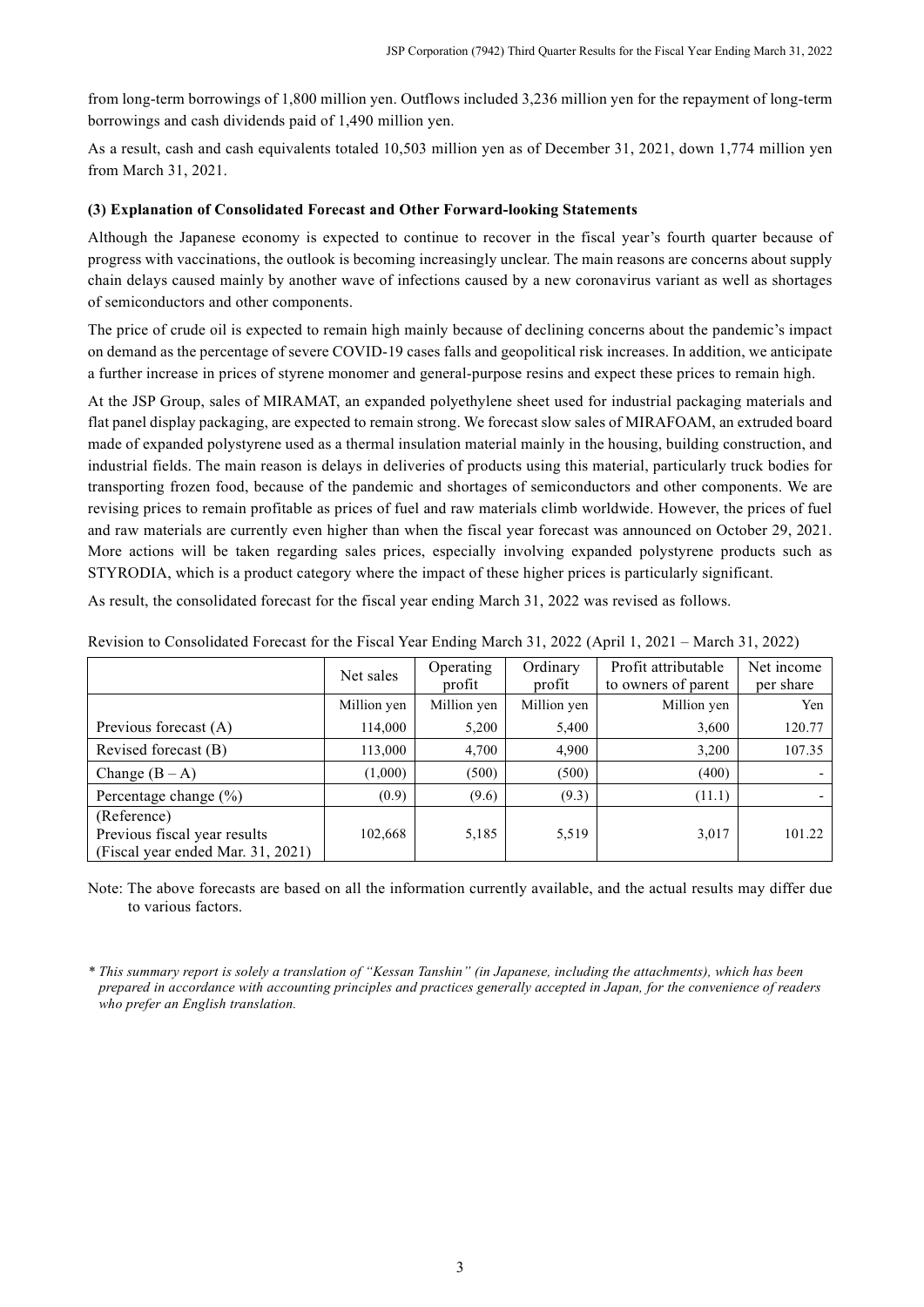from long-term borrowings of 1,800 million yen. Outflows included 3,236 million yen for the repayment of long-term borrowings and cash dividends paid of 1,490 million yen.

As a result, cash and cash equivalents totaled 10,503 million yen as of December 31, 2021, down 1,774 million yen from March 31, 2021.

### (3) Explanation of Consolidated Forecast and Other Forward-looking Statements

Although the Japanese economy is expected to continue to recover in the fiscal year's fourth quarter because of progress with vaccinations, the outlook is becoming increasingly unclear. The main reasons are concerns about supply chain delays caused mainly by another wave of infections caused by a new coronavirus variant as well as shortages of semiconductors and other components.

The price of crude oil is expected to remain high mainly because of declining concerns about the pandemic's impact on demand as the percentage of severe COVID-19 cases falls and geopolitical risk increases. In addition, we anticipate a further increase in prices of styrene monomer and general-purpose resins and expect these prices to remain high.

At the JSP Group, sales of MIRAMAT, an expanded polyethylene sheet used for industrial packaging materials and flat panel display packaging, are expected to remain strong. We forecast slow sales of MIRAFOAM, an extruded board made of expanded polystyrene used as a thermal insulation material mainly in the housing, building construction, and industrial fields. The main reason is delays in deliveries of products using this material, particularly truck bodies for transporting frozen food, because of the pandemic and shortages of semiconductors and other components. We are revising prices to remain profitable as prices of fuel and raw materials climb worldwide. However, the prices of fuel and raw materials are currently even higher than when the fiscal year forecast was announced on October 29, 2021. More actions will be taken regarding sales prices, especially involving expanded polystyrene products such as STYRODIA, which is a product category where the impact of these higher prices is particularly significant.

As result, the consolidated forecast for the fiscal year ending March 31, 2022 was revised as follows.

Revision to Consolidated Forecast for the Fiscal Year Ending March 31, 2022 (April 1, 2021 – March 31, 2022)

| | Net sales | Operating profit | Ordinary profit | Profit attributable to owners of parent | Net income per share |
|---|---|---|---|---|---|
| | Million yen | Million yen | Million yen | Million yen | Yen |
| Previous forecast (A) | 114,000 | 5,200 | 5,400 | 3,600 | 120.77 |
| Revised forecast (B) | 113,000 | 4,700 | 4,900 | 3,200 | 107.35 |
| Change (B – A) | (1,000) | (500) | (500) | (400) | - |
| Percentage change (%) | (0.9) | (9.6) | (9.3) | (11.1) | - |
| (Reference) Previous fiscal year results (Fiscal year ended Mar. 31, 2021) | 102,668 | 5,185 | 5,519 | 3,017 | 101.22 |

Note: The above forecasts are based on all the information currently available, and the actual results may differ due to various factors.

*\* This summary report is solely a translation of "Kessan Tanshin" (in Japanese, including the attachments), which has been prepared in accordance with accounting principles and practices generally accepted in Japan, for the convenience of readers who prefer an English translation.*